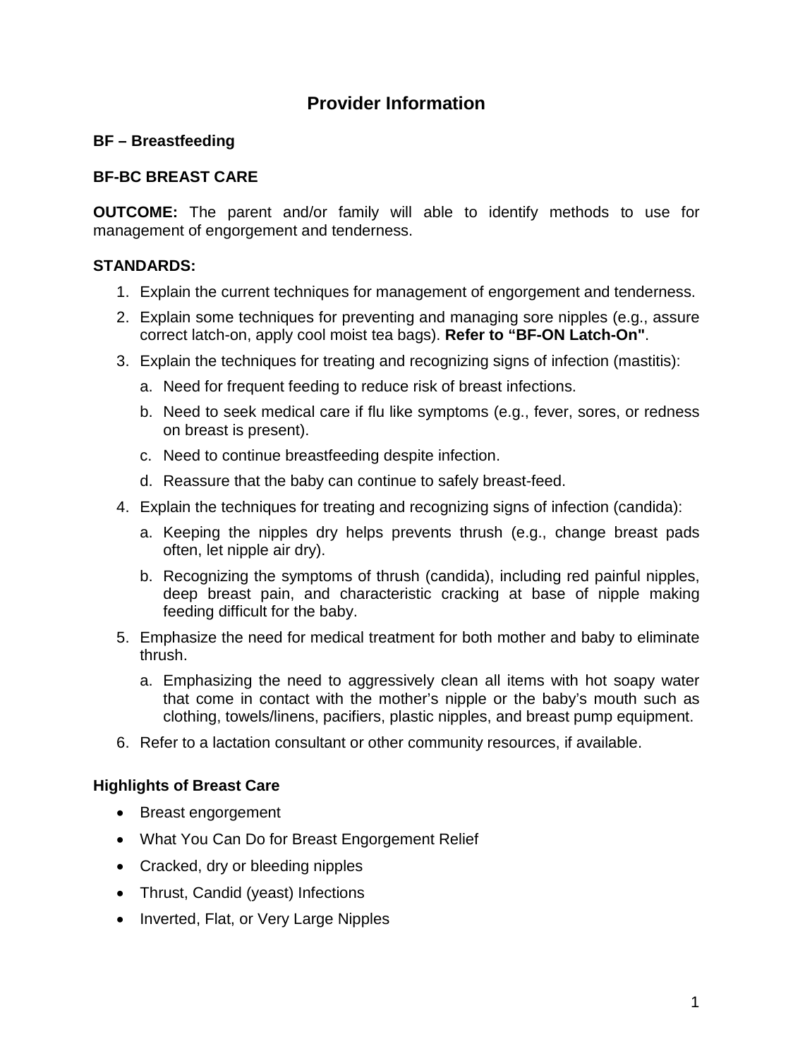# Provider Information

**BF – Breastfeeding**

**BF-BC BREAST CARE**

**OUTCOME:** The parent and/or family will able to identify methods to use for management of engorgement and tenderness.

**STANDARDS:**

1. Explain the current techniques for management of engorgement and tenderness.
2. Explain some techniques for preventing and managing sore nipples (e.g., assure correct latch-on, apply cool moist tea bags). **Refer to "BF-ON Latch-On"**.
3. Explain the techniques for treating and recognizing signs of infection (mastitis):
   a. Need for frequent feeding to reduce risk of breast infections.
   b. Need to seek medical care if flu like symptoms (e.g., fever, sores, or redness on breast is present).
   c. Need to continue breastfeeding despite infection.
   d. Reassure that the baby can continue to safely breast-feed.
4. Explain the techniques for treating and recognizing signs of infection (candida):
   a. Keeping the nipples dry helps prevents thrush (e.g., change breast pads often, let nipple air dry).
   b. Recognizing the symptoms of thrush (candida), including red painful nipples, deep breast pain, and characteristic cracking at base of nipple making feeding difficult for the baby.
5. Emphasize the need for medical treatment for both mother and baby to eliminate thrush.
   a. Emphasizing the need to aggressively clean all items with hot soapy water that come in contact with the mother's nipple or the baby's mouth such as clothing, towels/linens, pacifiers, plastic nipples, and breast pump equipment.
6. Refer to a lactation consultant or other community resources, if available.

**Highlights of Breast Care**

- Breast engorgement
- What You Can Do for Breast Engorgement Relief
- Cracked, dry or bleeding nipples
- Thrust, Candid (yeast) Infections
- Inverted, Flat, or Very Large Nipples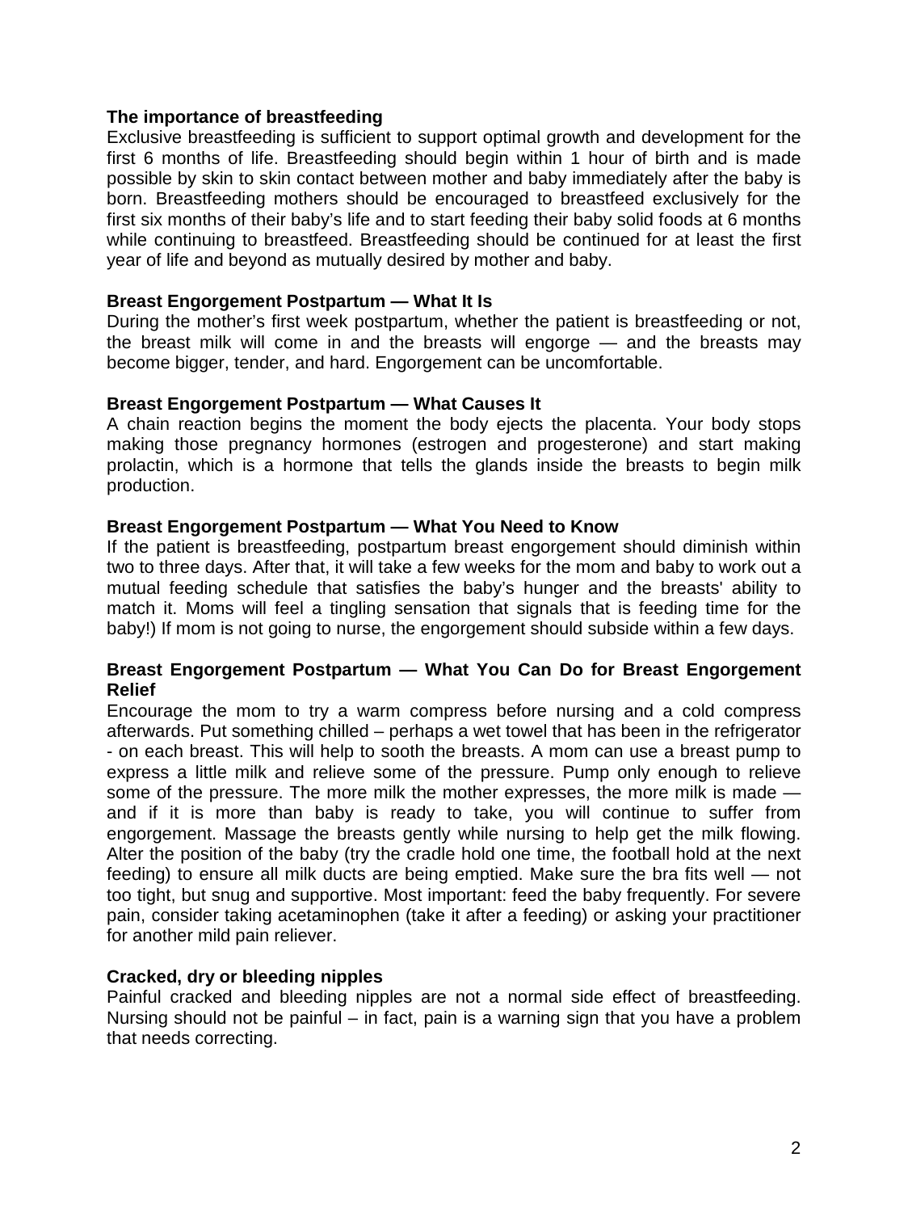**The importance of breastfeeding**

Exclusive breastfeeding is sufficient to support optimal growth and development for the first 6 months of life. Breastfeeding should begin within 1 hour of birth and is made possible by skin to skin contact between mother and baby immediately after the baby is born. Breastfeeding mothers should be encouraged to breastfeed exclusively for the first six months of their baby's life and to start feeding their baby solid foods at 6 months while continuing to breastfeed. Breastfeeding should be continued for at least the first year of life and beyond as mutually desired by mother and baby.

**Breast Engorgement Postpartum — What It Is**

During the mother's first week postpartum, whether the patient is breastfeeding or not, the breast milk will come in and the breasts will engorge — and the breasts may become bigger, tender, and hard. Engorgement can be uncomfortable.

**Breast Engorgement Postpartum — What Causes It**

A chain reaction begins the moment the body ejects the placenta. Your body stops making those pregnancy hormones (estrogen and progesterone) and start making prolactin, which is a hormone that tells the glands inside the breasts to begin milk production.

**Breast Engorgement Postpartum — What You Need to Know**

If the patient is breastfeeding, postpartum breast engorgement should diminish within two to three days. After that, it will take a few weeks for the mom and baby to work out a mutual feeding schedule that satisfies the baby's hunger and the breasts' ability to match it. Moms will feel a tingling sensation that signals that is feeding time for the baby!) If mom is not going to nurse, the engorgement should subside within a few days.

**Breast Engorgement Postpartum — What You Can Do for Breast Engorgement Relief**

Encourage the mom to try a warm compress before nursing and a cold compress afterwards. Put something chilled – perhaps a wet towel that has been in the refrigerator - on each breast. This will help to sooth the breasts. A mom can use a breast pump to express a little milk and relieve some of the pressure. Pump only enough to relieve some of the pressure. The more milk the mother expresses, the more milk is made — and if it is more than baby is ready to take, you will continue to suffer from engorgement. Massage the breasts gently while nursing to help get the milk flowing. Alter the position of the baby (try the cradle hold one time, the football hold at the next feeding) to ensure all milk ducts are being emptied. Make sure the bra fits well — not too tight, but snug and supportive. Most important: feed the baby frequently. For severe pain, consider taking acetaminophen (take it after a feeding) or asking your practitioner for another mild pain reliever.

**Cracked, dry or bleeding nipples**

Painful cracked and bleeding nipples are not a normal side effect of breastfeeding. Nursing should not be painful – in fact, pain is a warning sign that you have a problem that needs correcting.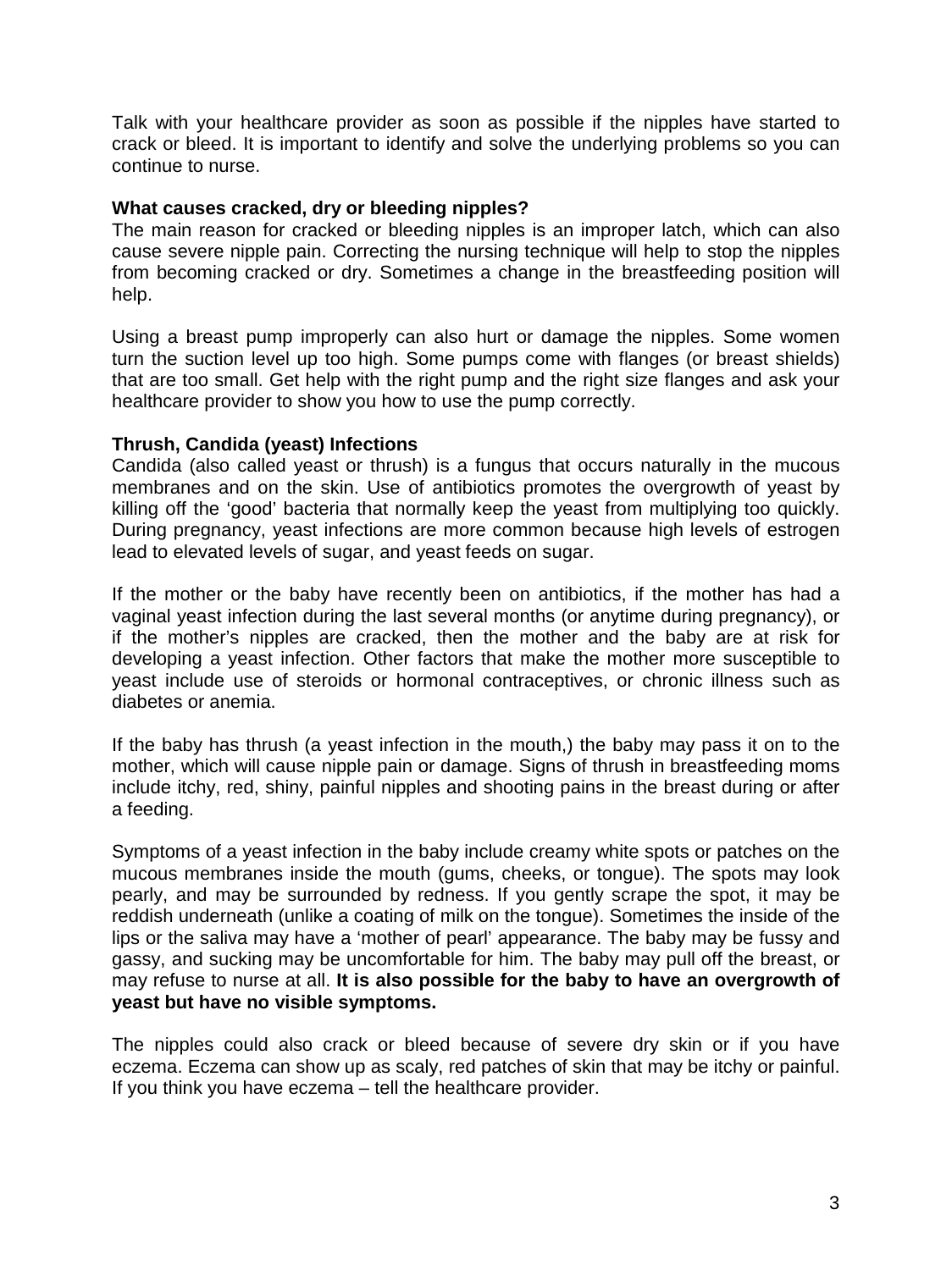Talk with your healthcare provider as soon as possible if the nipples have started to crack or bleed. It is important to identify and solve the underlying problems so you can continue to nurse.

**What causes cracked, dry or bleeding nipples?**

The main reason for cracked or bleeding nipples is an improper latch, which can also cause severe nipple pain. Correcting the nursing technique will help to stop the nipples from becoming cracked or dry. Sometimes a change in the breastfeeding position will help.

Using a breast pump improperly can also hurt or damage the nipples. Some women turn the suction level up too high. Some pumps come with flanges (or breast shields) that are too small. Get help with the right pump and the right size flanges and ask your healthcare provider to show you how to use the pump correctly.

**Thrush, Candida (yeast) Infections**

Candida (also called yeast or thrush) is a fungus that occurs naturally in the mucous membranes and on the skin. Use of antibiotics promotes the overgrowth of yeast by killing off the 'good' bacteria that normally keep the yeast from multiplying too quickly. During pregnancy, yeast infections are more common because high levels of estrogen lead to elevated levels of sugar, and yeast feeds on sugar.

If the mother or the baby have recently been on antibiotics, if the mother has had a vaginal yeast infection during the last several months (or anytime during pregnancy), or if the mother's nipples are cracked, then the mother and the baby are at risk for developing a yeast infection. Other factors that make the mother more susceptible to yeast include use of steroids or hormonal contraceptives, or chronic illness such as diabetes or anemia.

If the baby has thrush (a yeast infection in the mouth,) the baby may pass it on to the mother, which will cause nipple pain or damage. Signs of thrush in breastfeeding moms include itchy, red, shiny, painful nipples and shooting pains in the breast during or after a feeding.

Symptoms of a yeast infection in the baby include creamy white spots or patches on the mucous membranes inside the mouth (gums, cheeks, or tongue). The spots may look pearly, and may be surrounded by redness. If you gently scrape the spot, it may be reddish underneath (unlike a coating of milk on the tongue). Sometimes the inside of the lips or the saliva may have a 'mother of pearl' appearance. The baby may be fussy and gassy, and sucking may be uncomfortable for him. The baby may pull off the breast, or may refuse to nurse at all. **It is also possible for the baby to have an overgrowth of yeast but have no visible symptoms.**

The nipples could also crack or bleed because of severe dry skin or if you have eczema. Eczema can show up as scaly, red patches of skin that may be itchy or painful. If you think you have eczema – tell the healthcare provider.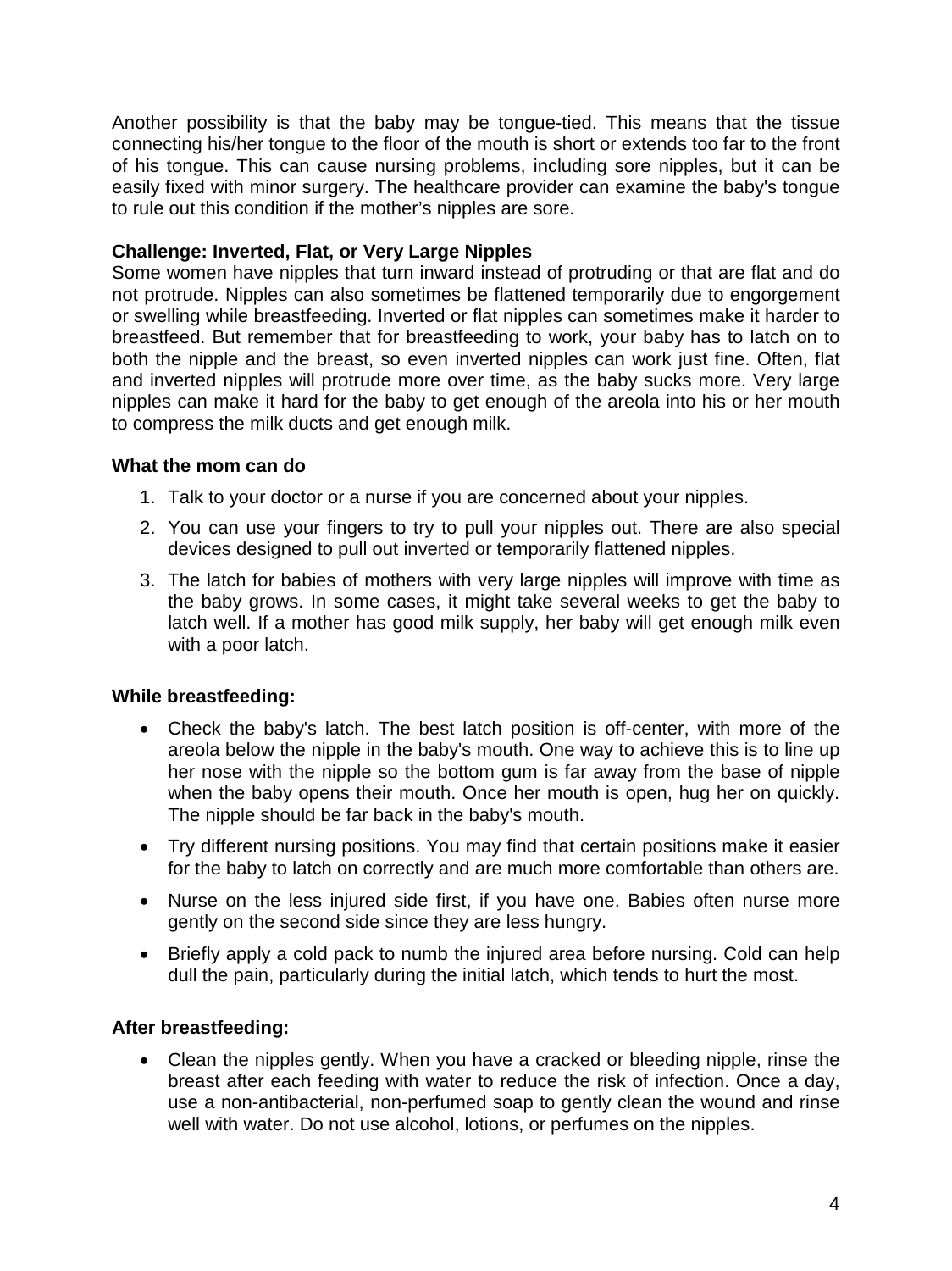Another possibility is that the baby may be tongue-tied. This means that the tissue connecting his/her tongue to the floor of the mouth is short or extends too far to the front of his tongue. This can cause nursing problems, including sore nipples, but it can be easily fixed with minor surgery. The healthcare provider can examine the baby's tongue to rule out this condition if the mother's nipples are sore.

**Challenge: Inverted, Flat, or Very Large Nipples**

Some women have nipples that turn inward instead of protruding or that are flat and do not protrude. Nipples can also sometimes be flattened temporarily due to engorgement or swelling while breastfeeding. Inverted or flat nipples can sometimes make it harder to breastfeed. But remember that for breastfeeding to work, your baby has to latch on to both the nipple and the breast, so even inverted nipples can work just fine. Often, flat and inverted nipples will protrude more over time, as the baby sucks more. Very large nipples can make it hard for the baby to get enough of the areola into his or her mouth to compress the milk ducts and get enough milk.

**What the mom can do**

1. Talk to your doctor or a nurse if you are concerned about your nipples.
2. You can use your fingers to try to pull your nipples out. There are also special devices designed to pull out inverted or temporarily flattened nipples.
3. The latch for babies of mothers with very large nipples will improve with time as the baby grows. In some cases, it might take several weeks to get the baby to latch well. If a mother has good milk supply, her baby will get enough milk even with a poor latch.

**While breastfeeding:**

- Check the baby's latch. The best latch position is off-center, with more of the areola below the nipple in the baby's mouth. One way to achieve this is to line up her nose with the nipple so the bottom gum is far away from the base of nipple when the baby opens their mouth. Once her mouth is open, hug her on quickly. The nipple should be far back in the baby's mouth.
- Try different nursing positions. You may find that certain positions make it easier for the baby to latch on correctly and are much more comfortable than others are.
- Nurse on the less injured side first, if you have one. Babies often nurse more gently on the second side since they are less hungry.
- Briefly apply a cold pack to numb the injured area before nursing. Cold can help dull the pain, particularly during the initial latch, which tends to hurt the most.

**After breastfeeding:**

- Clean the nipples gently. When you have a cracked or bleeding nipple, rinse the breast after each feeding with water to reduce the risk of infection. Once a day, use a non-antibacterial, non-perfumed soap to gently clean the wound and rinse well with water. Do not use alcohol, lotions, or perfumes on the nipples.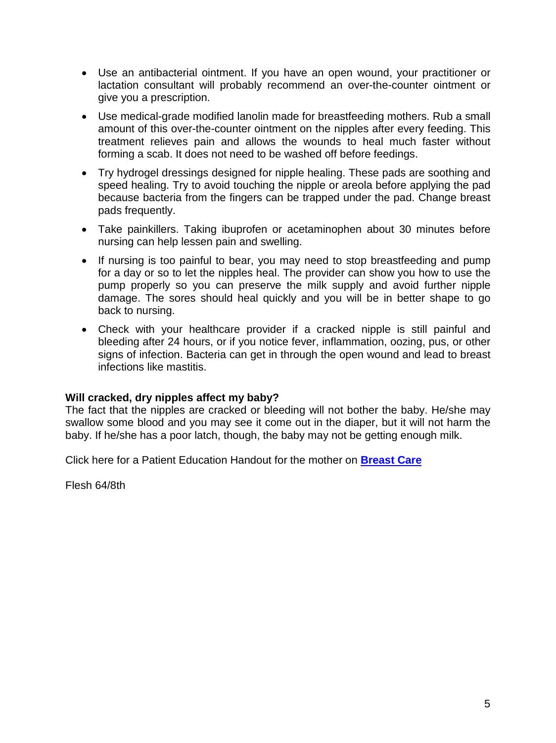- Use an antibacterial ointment. If you have an open wound, your practitioner or lactation consultant will probably recommend an over-the-counter ointment or give you a prescription.
- Use medical-grade modified lanolin made for breastfeeding mothers. Rub a small amount of this over-the-counter ointment on the nipples after every feeding. This treatment relieves pain and allows the wounds to heal much faster without forming a scab. It does not need to be washed off before feedings.
- Try hydrogel dressings designed for nipple healing. These pads are soothing and speed healing. Try to avoid touching the nipple or areola before applying the pad because bacteria from the fingers can be trapped under the pad. Change breast pads frequently.
- Take painkillers. Taking ibuprofen or acetaminophen about 30 minutes before nursing can help lessen pain and swelling.
- If nursing is too painful to bear, you may need to stop breastfeeding and pump for a day or so to let the nipples heal. The provider can show you how to use the pump properly so you can preserve the milk supply and avoid further nipple damage. The sores should heal quickly and you will be in better shape to go back to nursing.
- Check with your healthcare provider if a cracked nipple is still painful and bleeding after 24 hours, or if you notice fever, inflammation, oozing, pus, or other signs of infection. Bacteria can get in through the open wound and lead to breast infections like mastitis.

**Will cracked, dry nipples affect my baby?**

The fact that the nipples are cracked or bleeding will not bother the baby. He/she may swallow some blood and you may see it come out in the diaper, but it will not harm the baby. If he/she has a poor latch, though, the baby may not be getting enough milk.

Click here for a Patient Education Handout for the mother on **Breast Care**

Flesh 64/8th